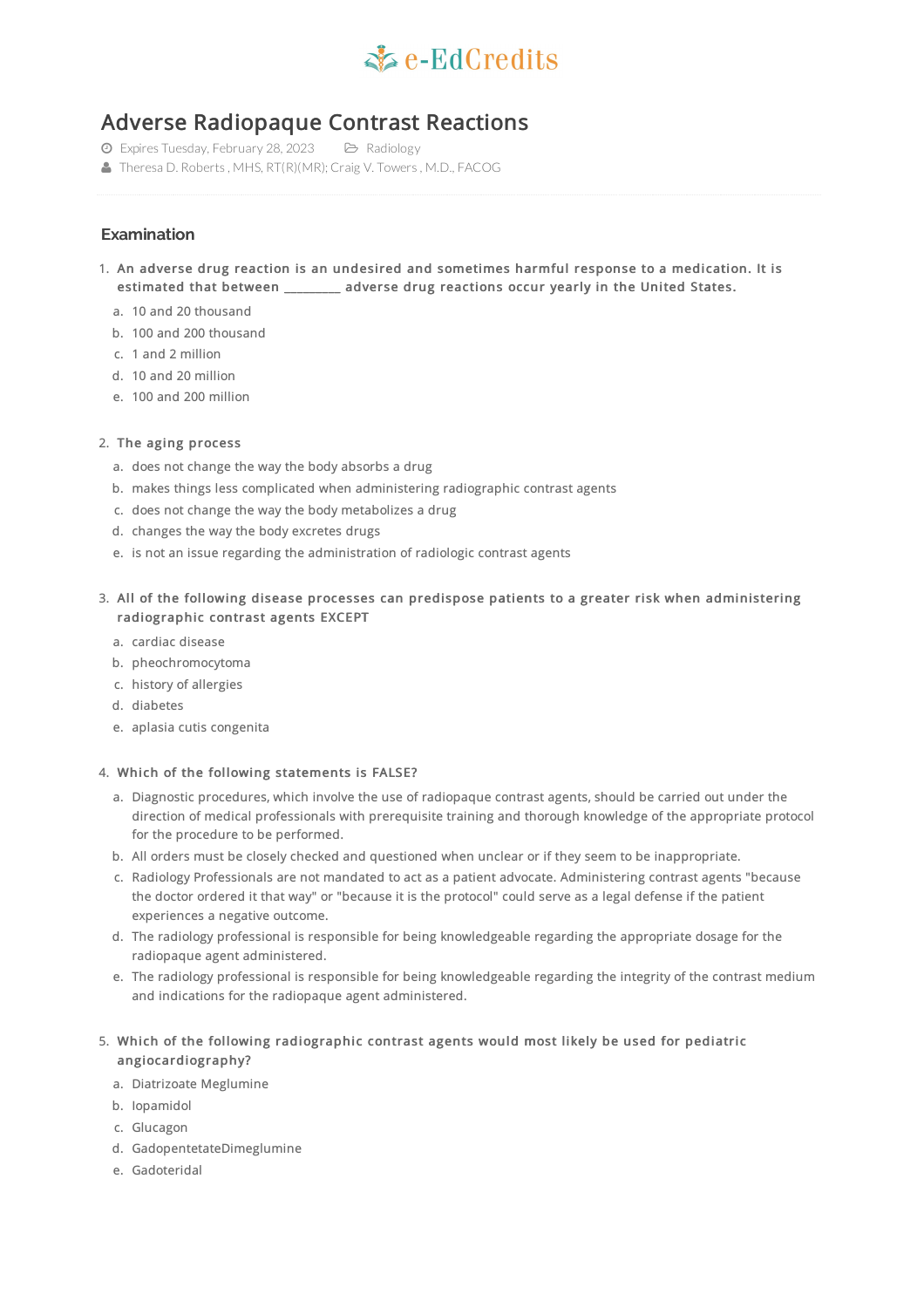e-EdCredits

# Adverse Radiopaque Contrast Reactions

Expires Tuesday, February 28, 2023 Radiology

Theresa D. Roberts , MHS, RT(R)(MR); Craig V. Towers , M.D., FACOG

## Examination

1. **An adverse drug reaction is an undesired and sometimes harmful response to a medication. It is estimated that between _________ adverse drug reactions occur yearly in the United States.**
   a. 10 and 20 thousand
   b. 100 and 200 thousand
   c. 1 and 2 million
   d. 10 and 20 million
   e. 100 and 200 million

2. **The aging process**
   a. does not change the way the body absorbs a drug
   b. makes things less complicated when administering radiographic contrast agents
   c. does not change the way the body metabolizes a drug
   d. changes the way the body excretes drugs
   e. is not an issue regarding the administration of radiologic contrast agents

3. **All of the following disease processes can predispose patients to a greater risk when administering radiographic contrast agents EXCEPT**
   a. cardiac disease
   b. pheochromocytoma
   c. history of allergies
   d. diabetes
   e. aplasia cutis congenita

4. **Which of the following statements is FALSE?**
   a. Diagnostic procedures, which involve the use of radiopaque contrast agents, should be carried out under the direction of medical professionals with prerequisite training and thorough knowledge of the appropriate protocol for the procedure to be performed.
   b. All orders must be closely checked and questioned when unclear or if they seem to be inappropriate.
   c. Radiology Professionals are not mandated to act as a patient advocate. Administering contrast agents "because the doctor ordered it that way" or "because it is the protocol" could serve as a legal defense if the patient experiences a negative outcome.
   d. The radiology professional is responsible for being knowledgeable regarding the appropriate dosage for the radiopaque agent administered.
   e. The radiology professional is responsible for being knowledgeable regarding the integrity of the contrast medium and indications for the radiopaque agent administered.

5. **Which of the following radiographic contrast agents would most likely be used for pediatric angiocardiography?**
   a. Diatrizoate Meglumine
   b. Iopamidol
   c. Glucagon
   d. GadopentetateDimeglumine
   e. Gadoteridal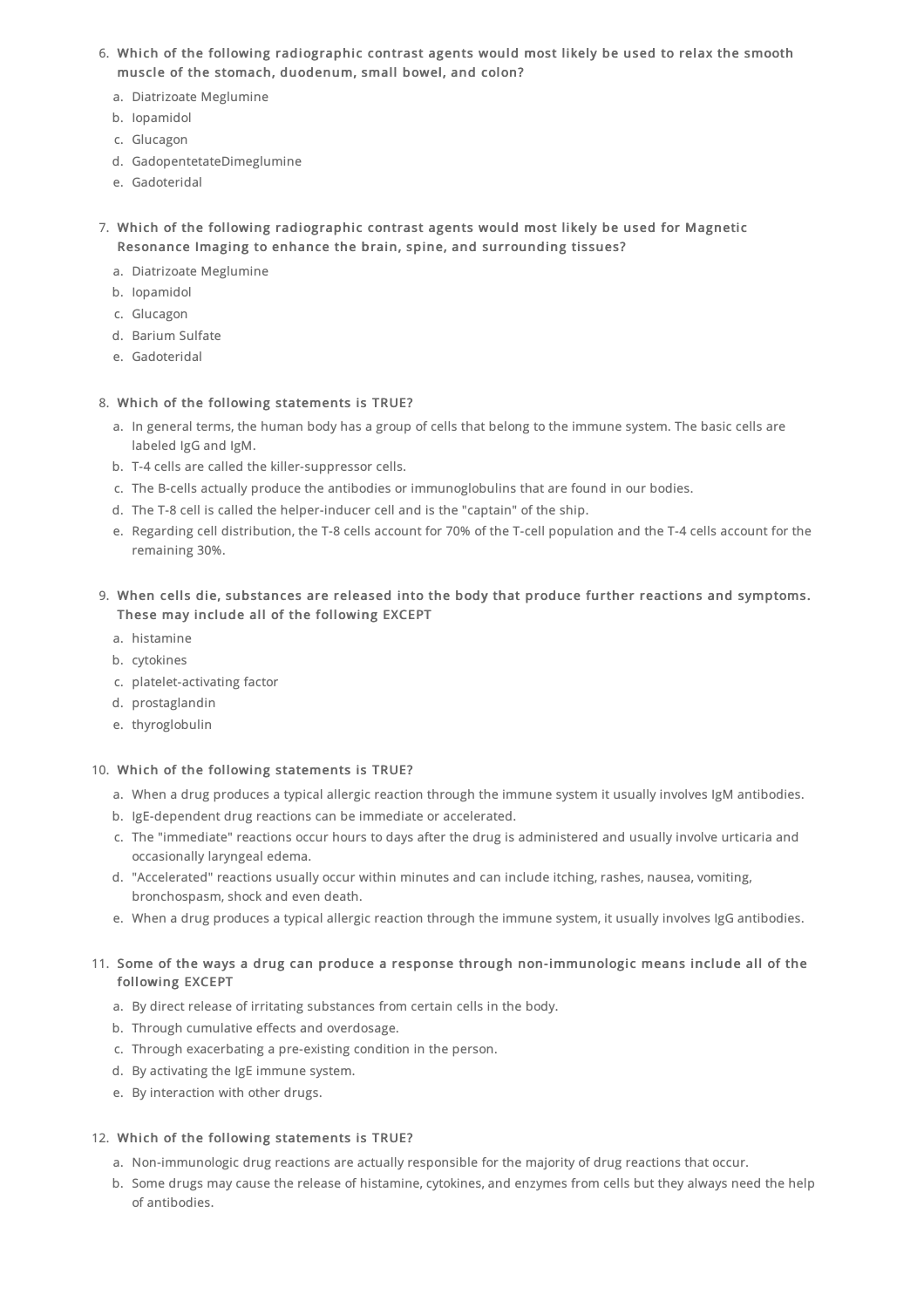6. **Which of the following radiographic contrast agents would most likely be used to relax the smooth muscle of the stomach, duodenum, small bowel, and colon?**
   a. Diatrizoate Meglumine
   b. Iopamidol
   c. Glucagon
   d. GadopentetateDimeglumine
   e. Gadoteridal

7. **Which of the following radiographic contrast agents would most likely be used for Magnetic Resonance Imaging to enhance the brain, spine, and surrounding tissues?**
   a. Diatrizoate Meglumine
   b. Iopamidol
   c. Glucagon
   d. Barium Sulfate
   e. Gadoteridal

8. **Which of the following statements is TRUE?**
   a. In general terms, the human body has a group of cells that belong to the immune system. The basic cells are labeled IgG and IgM.
   b. T-4 cells are called the killer-suppressor cells.
   c. The B-cells actually produce the antibodies or immunoglobulins that are found in our bodies.
   d. The T-8 cell is called the helper-inducer cell and is the "captain" of the ship.
   e. Regarding cell distribution, the T-8 cells account for 70% of the T-cell population and the T-4 cells account for the remaining 30%.

9. **When cells die, substances are released into the body that produce further reactions and symptoms. These may include all of the following EXCEPT**
   a. histamine
   b. cytokines
   c. platelet-activating factor
   d. prostaglandin
   e. thyroglobulin

10. **Which of the following statements is TRUE?**
    a. When a drug produces a typical allergic reaction through the immune system it usually involves IgM antibodies.
    b. IgE-dependent drug reactions can be immediate or accelerated.
    c. The "immediate" reactions occur hours to days after the drug is administered and usually involve urticaria and occasionally laryngeal edema.
    d. "Accelerated" reactions usually occur within minutes and can include itching, rashes, nausea, vomiting, bronchospasm, shock and even death.
    e. When a drug produces a typical allergic reaction through the immune system, it usually involves IgG antibodies.

11. **Some of the ways a drug can produce a response through non-immunologic means include all of the following EXCEPT**
    a. By direct release of irritating substances from certain cells in the body.
    b. Through cumulative effects and overdosage.
    c. Through exacerbating a pre-existing condition in the person.
    d. By activating the IgE immune system.
    e. By interaction with other drugs.

12. **Which of the following statements is TRUE?**
    a. Non-immunologic drug reactions are actually responsible for the majority of drug reactions that occur.
    b. Some drugs may cause the release of histamine, cytokines, and enzymes from cells but they always need the help of antibodies.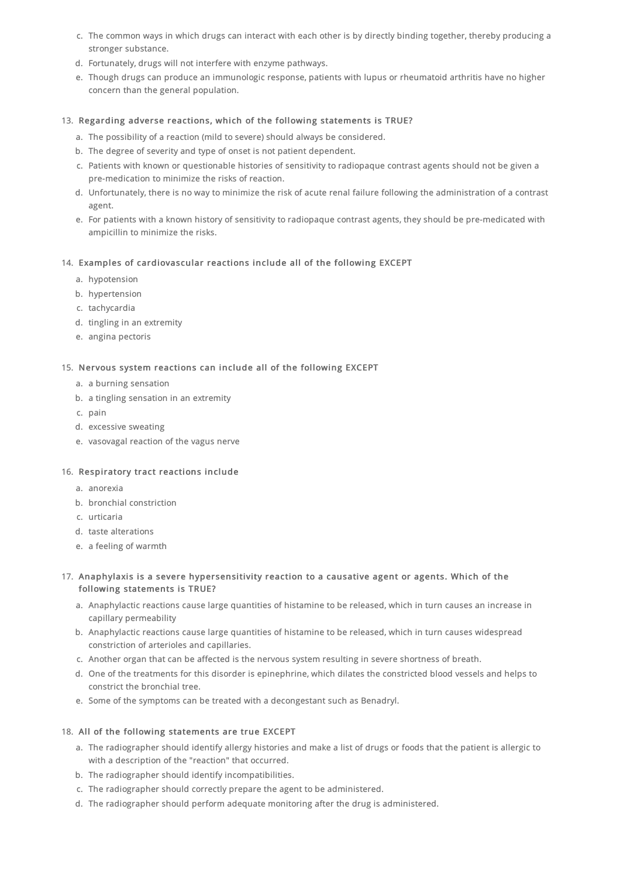c. The common ways in which drugs can interact with each other is by directly binding together, thereby producing a stronger substance.
d. Fortunately, drugs will not interfere with enzyme pathways.
e. Though drugs can produce an immunologic response, patients with lupus or rheumatoid arthritis have no higher concern than the general population.

13. **Regarding adverse reactions, which of the following statements is TRUE?**
    a. The possibility of a reaction (mild to severe) should always be considered.
    b. The degree of severity and type of onset is not patient dependent.
    c. Patients with known or questionable histories of sensitivity to radiopaque contrast agents should not be given a pre-medication to minimize the risks of reaction.
    d. Unfortunately, there is no way to minimize the risk of acute renal failure following the administration of a contrast agent.
    e. For patients with a known history of sensitivity to radiopaque contrast agents, they should be pre-medicated with ampicillin to minimize the risks.

14. **Examples of cardiovascular reactions include all of the following EXCEPT**
    a. hypotension
    b. hypertension
    c. tachycardia
    d. tingling in an extremity
    e. angina pectoris

15. **Nervous system reactions can include all of the following EXCEPT**
    a. a burning sensation
    b. a tingling sensation in an extremity
    c. pain
    d. excessive sweating
    e. vasovagal reaction of the vagus nerve

16. **Respiratory tract reactions include**
    a. anorexia
    b. bronchial constriction
    c. urticaria
    d. taste alterations
    e. a feeling of warmth

17. **Anaphylaxis is a severe hypersensitivity reaction to a causative agent or agents. Which of the following statements is TRUE?**
    a. Anaphylactic reactions cause large quantities of histamine to be released, which in turn causes an increase in capillary permeability
    b. Anaphylactic reactions cause large quantities of histamine to be released, which in turn causes widespread constriction of arterioles and capillaries.
    c. Another organ that can be affected is the nervous system resulting in severe shortness of breath.
    d. One of the treatments for this disorder is epinephrine, which dilates the constricted blood vessels and helps to constrict the bronchial tree.
    e. Some of the symptoms can be treated with a decongestant such as Benadryl.

18. **All of the following statements are true EXCEPT**
    a. The radiographer should identify allergy histories and make a list of drugs or foods that the patient is allergic to with a description of the "reaction" that occurred.
    b. The radiographer should identify incompatibilities.
    c. The radiographer should correctly prepare the agent to be administered.
    d. The radiographer should perform adequate monitoring after the drug is administered.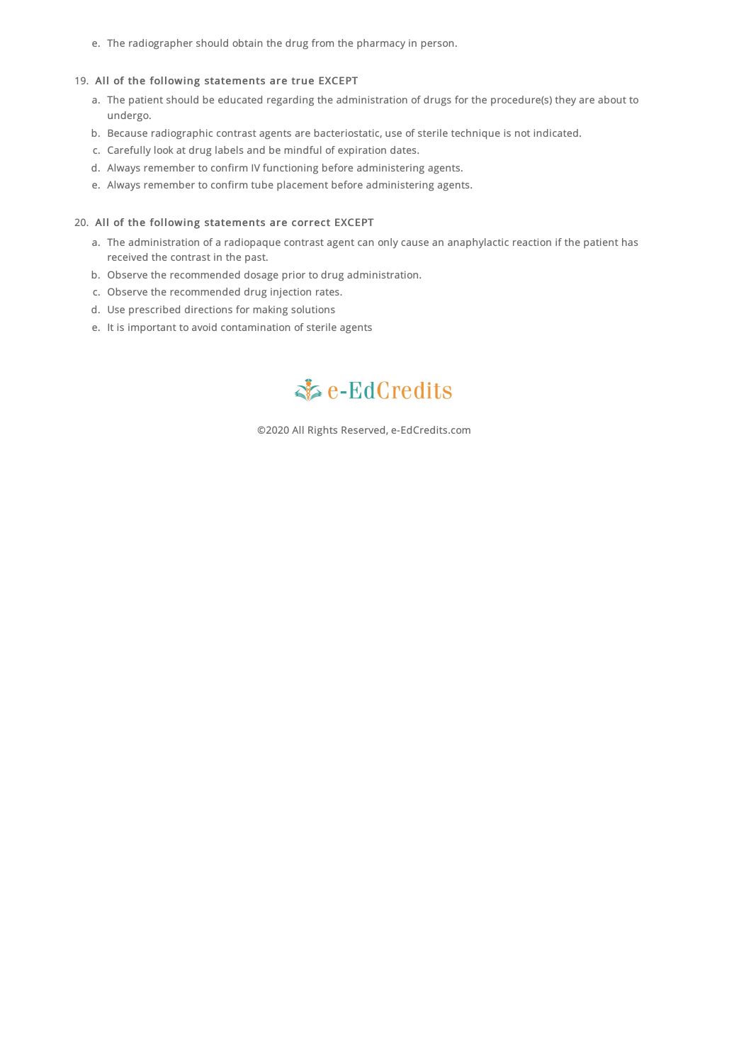e. The radiographer should obtain the drug from the pharmacy in person.

19. **All of the following statements are true EXCEPT**
    a. The patient should be educated regarding the administration of drugs for the procedure(s) they are about to undergo.
    b. Because radiographic contrast agents are bacteriostatic, use of sterile technique is not indicated.
    c. Carefully look at drug labels and be mindful of expiration dates.
    d. Always remember to confirm IV functioning before administering agents.
    e. Always remember to confirm tube placement before administering agents.

20. **All of the following statements are correct EXCEPT**
    a. The administration of a radiopaque contrast agent can only cause an anaphylactic reaction if the patient has received the contrast in the past.
    b. Observe the recommended dosage prior to drug administration.
    c. Observe the recommended drug injection rates.
    d. Use prescribed directions for making solutions
    e. It is important to avoid contamination of sterile agents

e-EdCredits

©2020 All Rights Reserved, e-EdCredits.com